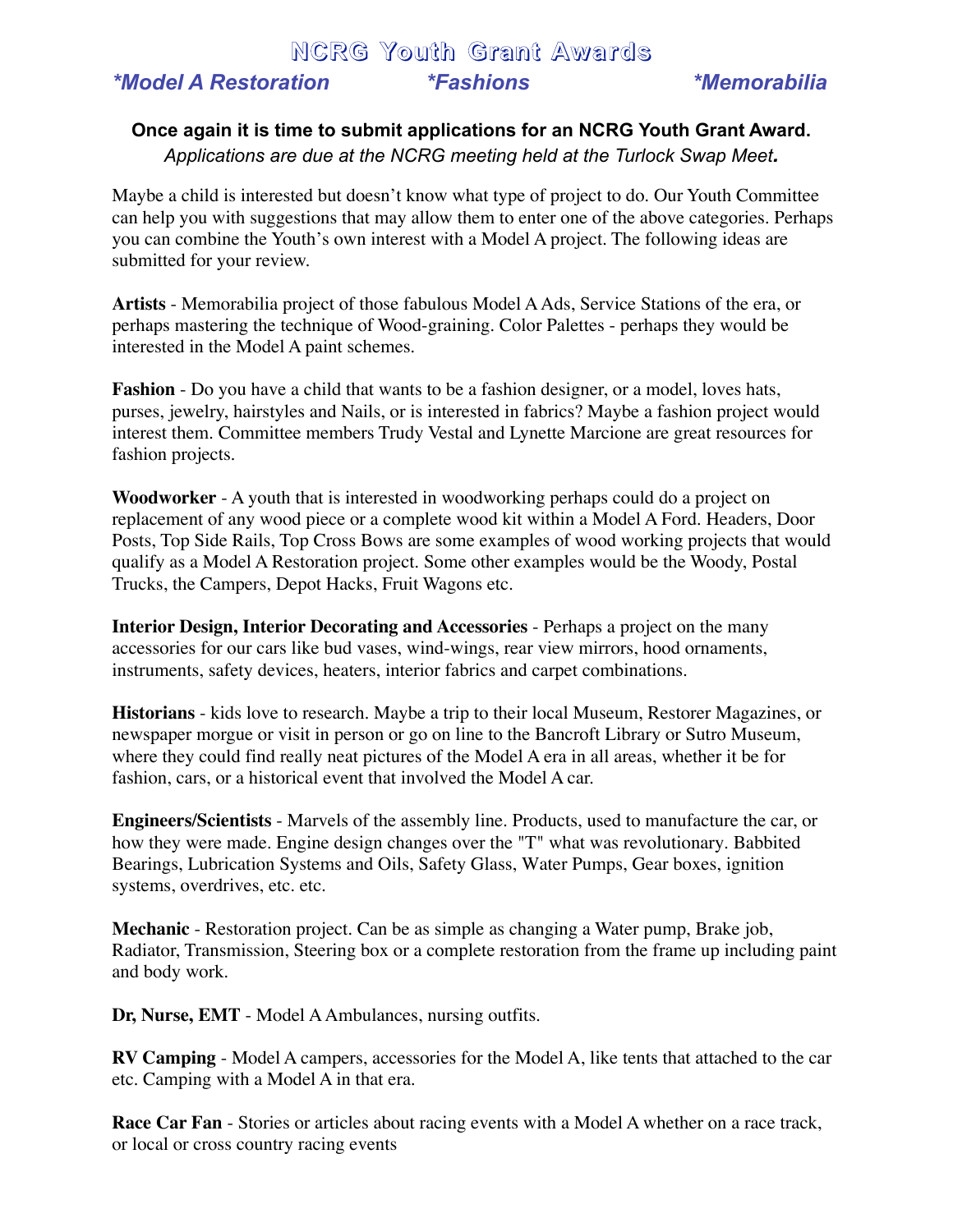# NCRG Youth Grant Awards

***Model A Restoration*** ***\*Fashions*** ***\*Memorabilia***

**Once again it is time to submit applications for an NCRG Youth Grant Award.**

*Applications are due at the NCRG meeting held at the Turlock Swap Meet.*

Maybe a child is interested but doesn't know what type of project to do. Our Youth Committee can help you with suggestions that may allow them to enter one of the above categories. Perhaps you can combine the Youth's own interest with a Model A project. The following ideas are submitted for your review.

**Artists** - Memorabilia project of those fabulous Model A Ads, Service Stations of the era, or perhaps mastering the technique of Wood-graining. Color Palettes - perhaps they would be interested in the Model A paint schemes.

**Fashion** - Do you have a child that wants to be a fashion designer, or a model, loves hats, purses, jewelry, hairstyles and Nails, or is interested in fabrics? Maybe a fashion project would interest them. Committee members Trudy Vestal and Lynette Marcione are great resources for fashion projects.

**Woodworker** - A youth that is interested in woodworking perhaps could do a project on replacement of any wood piece or a complete wood kit within a Model A Ford. Headers, Door Posts, Top Side Rails, Top Cross Bows are some examples of wood working projects that would qualify as a Model A Restoration project. Some other examples would be the Woody, Postal Trucks, the Campers, Depot Hacks, Fruit Wagons etc.

**Interior Design, Interior Decorating and Accessories** - Perhaps a project on the many accessories for our cars like bud vases, wind-wings, rear view mirrors, hood ornaments, instruments, safety devices, heaters, interior fabrics and carpet combinations.

**Historians** - kids love to research. Maybe a trip to their local Museum, Restorer Magazines, or newspaper morgue or visit in person or go on line to the Bancroft Library or Sutro Museum, where they could find really neat pictures of the Model A era in all areas, whether it be for fashion, cars, or a historical event that involved the Model A car.

**Engineers/Scientists** - Marvels of the assembly line. Products, used to manufacture the car, or how they were made. Engine design changes over the "T" what was revolutionary. Babbited Bearings, Lubrication Systems and Oils, Safety Glass, Water Pumps, Gear boxes, ignition systems, overdrives, etc. etc.

**Mechanic** - Restoration project. Can be as simple as changing a Water pump, Brake job, Radiator, Transmission, Steering box or a complete restoration from the frame up including paint and body work.

**Dr, Nurse, EMT** - Model A Ambulances, nursing outfits.

**RV Camping** - Model A campers, accessories for the Model A, like tents that attached to the car etc. Camping with a Model A in that era.

**Race Car Fan** - Stories or articles about racing events with a Model A whether on a race track, or local or cross country racing events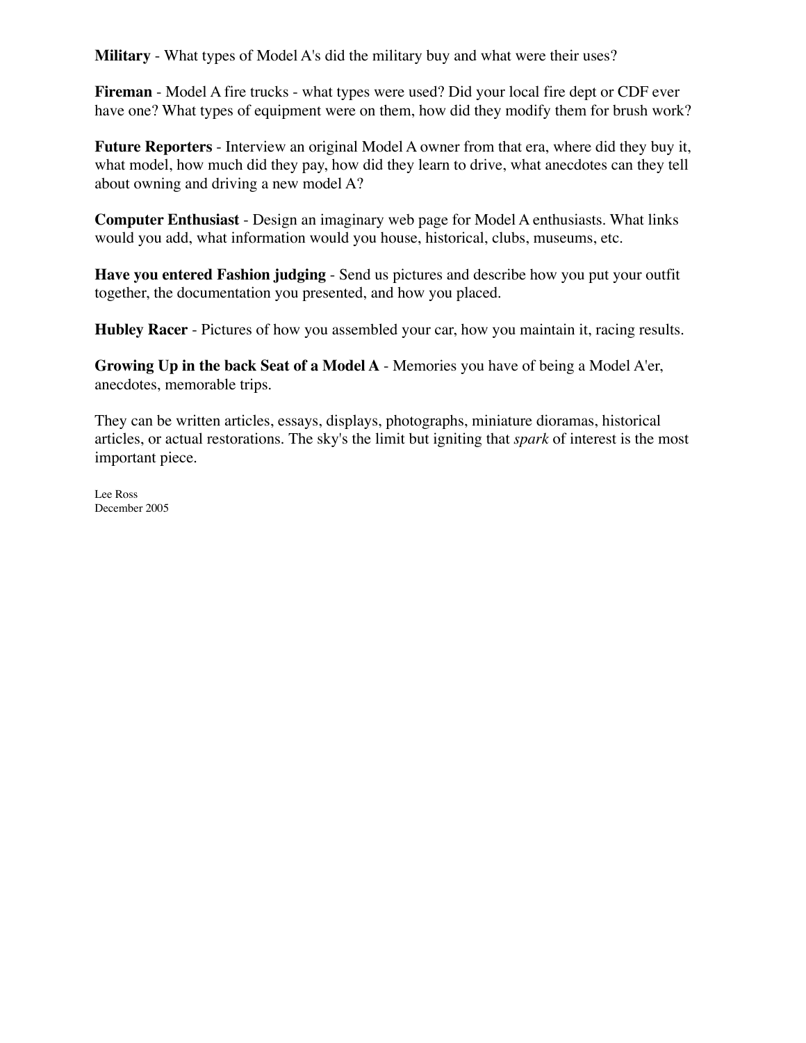**Military** - What types of Model A's did the military buy and what were their uses?

**Fireman** - Model A fire trucks - what types were used? Did your local fire dept or CDF ever have one? What types of equipment were on them, how did they modify them for brush work?

**Future Reporters** - Interview an original Model A owner from that era, where did they buy it, what model, how much did they pay, how did they learn to drive, what anecdotes can they tell about owning and driving a new model A?

**Computer Enthusiast** - Design an imaginary web page for Model A enthusiasts. What links would you add, what information would you house, historical, clubs, museums, etc.

**Have you entered Fashion judging** - Send us pictures and describe how you put your outfit together, the documentation you presented, and how you placed.

**Hubley Racer** - Pictures of how you assembled your car, how you maintain it, racing results.

**Growing Up in the back Seat of a Model A** - Memories you have of being a Model A'er, anecdotes, memorable trips.

They can be written articles, essays, displays, photographs, miniature dioramas, historical articles, or actual restorations. The sky's the limit but igniting that *spark* of interest is the most important piece.

Lee Ross
December 2005